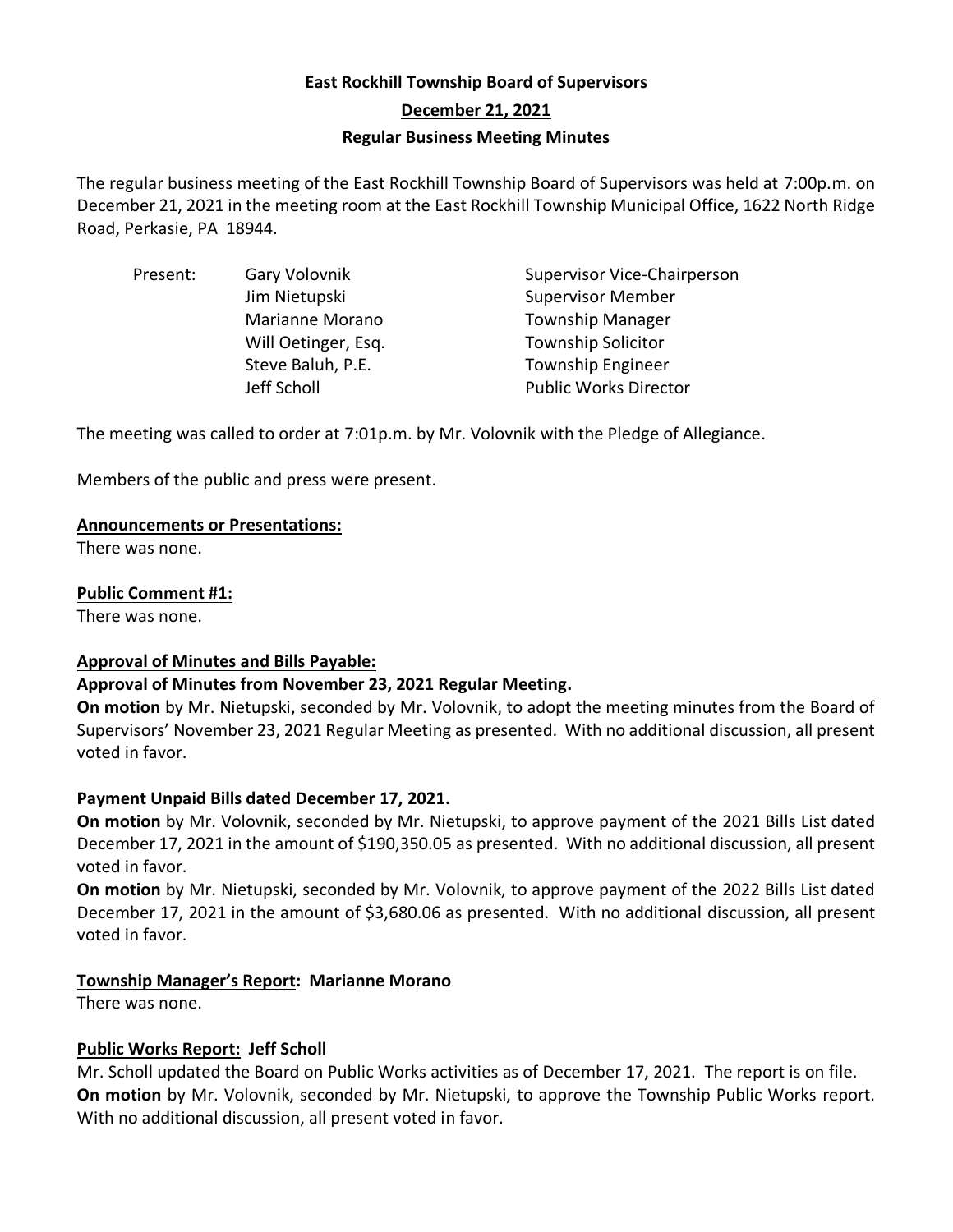# East Rockhill Township Board of Supervisors

## December 21, 2021

## Regular Business Meeting Minutes

The regular business meeting of the East Rockhill Township Board of Supervisors was held at 7:00p.m. on December 21, 2021 in the meeting room at the East Rockhill Township Municipal Office, 1622 North Ridge Road, Perkasie, PA 18944.

| Present: | Gary Volovnik | Supervisor Vice-Chairperson |
|---|---|---|
| | Jim Nietupski | Supervisor Member |
| | Marianne Morano | Township Manager |
| | Will Oetinger, Esq. | Township Solicitor |
| | Steve Baluh, P.E. | Township Engineer |
| | Jeff Scholl | Public Works Director |

The meeting was called to order at 7:01p.m. by Mr. Volovnik with the Pledge of Allegiance.

Members of the public and press were present.

**Announcements or Presentations:**
There was none.

**Public Comment #1:**
There was none.

**Approval of Minutes and Bills Payable:**

**Approval of Minutes from November 23, 2021 Regular Meeting.**
**On motion** by Mr. Nietupski, seconded by Mr. Volovnik, to adopt the meeting minutes from the Board of Supervisors' November 23, 2021 Regular Meeting as presented. With no additional discussion, all present voted in favor.

**Payment Unpaid Bills dated December 17, 2021.**
**On motion** by Mr. Volovnik, seconded by Mr. Nietupski, to approve payment of the 2021 Bills List dated December 17, 2021 in the amount of $190,350.05 as presented. With no additional discussion, all present voted in favor.
**On motion** by Mr. Nietupski, seconded by Mr. Volovnik, to approve payment of the 2022 Bills List dated December 17, 2021 in the amount of $3,680.06 as presented. With no additional discussion, all present voted in favor.

**Township Manager's Report: Marianne Morano**
There was none.

**Public Works Report: Jeff Scholl**
Mr. Scholl updated the Board on Public Works activities as of December 17, 2021. The report is on file.
**On motion** by Mr. Volovnik, seconded by Mr. Nietupski, to approve the Township Public Works report. With no additional discussion, all present voted in favor.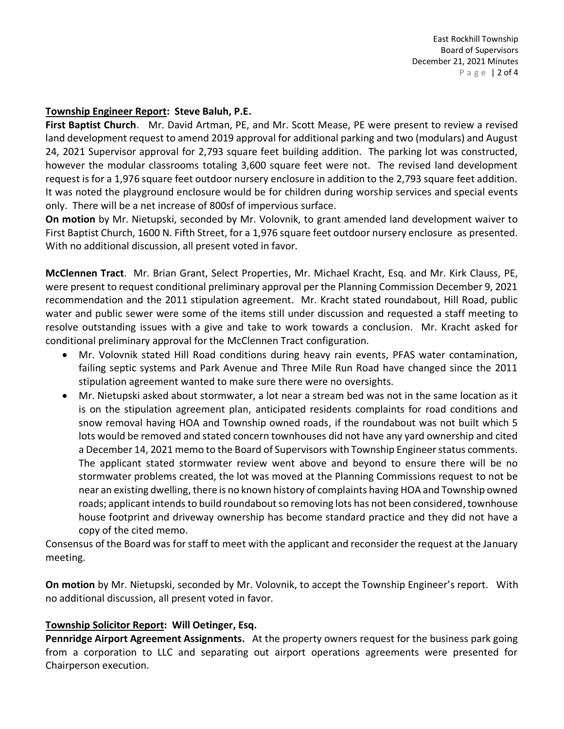**Township Engineer Report: Steve Baluh, P.E.**

**First Baptist Church**. Mr. David Artman, PE, and Mr. Scott Mease, PE were present to review a revised land development request to amend 2019 approval for additional parking and two (modulars) and August 24, 2021 Supervisor approval for 2,793 square feet building addition. The parking lot was constructed, however the modular classrooms totaling 3,600 square feet were not. The revised land development request is for a 1,976 square feet outdoor nursery enclosure in addition to the 2,793 square feet addition. It was noted the playground enclosure would be for children during worship services and special events only. There will be a net increase of 800sf of impervious surface.

**On motion** by Mr. Nietupski, seconded by Mr. Volovnik, to grant amended land development waiver to First Baptist Church, 1600 N. Fifth Street, for a 1,976 square feet outdoor nursery enclosure as presented. With no additional discussion, all present voted in favor.

**McClennen Tract**. Mr. Brian Grant, Select Properties, Mr. Michael Kracht, Esq. and Mr. Kirk Clauss, PE, were present to request conditional preliminary approval per the Planning Commission December 9, 2021 recommendation and the 2011 stipulation agreement. Mr. Kracht stated roundabout, Hill Road, public water and public sewer were some of the items still under discussion and requested a staff meeting to resolve outstanding issues with a give and take to work towards a conclusion. Mr. Kracht asked for conditional preliminary approval for the McClennen Tract configuration.

- Mr. Volovnik stated Hill Road conditions during heavy rain events, PFAS water contamination, failing septic systems and Park Avenue and Three Mile Run Road have changed since the 2011 stipulation agreement wanted to make sure there were no oversights.
- Mr. Nietupski asked about stormwater, a lot near a stream bed was not in the same location as it is on the stipulation agreement plan, anticipated residents complaints for road conditions and snow removal having HOA and Township owned roads, if the roundabout was not built which 5 lots would be removed and stated concern townhouses did not have any yard ownership and cited a December 14, 2021 memo to the Board of Supervisors with Township Engineer status comments. The applicant stated stormwater review went above and beyond to ensure there will be no stormwater problems created, the lot was moved at the Planning Commissions request to not be near an existing dwelling, there is no known history of complaints having HOA and Township owned roads; applicant intends to build roundabout so removing lots has not been considered, townhouse house footprint and driveway ownership has become standard practice and they did not have a copy of the cited memo.

Consensus of the Board was for staff to meet with the applicant and reconsider the request at the January meeting.

**On motion** by Mr. Nietupski, seconded by Mr. Volovnik, to accept the Township Engineer's report. With no additional discussion, all present voted in favor.

**Township Solicitor Report: Will Oetinger, Esq.**

**Pennridge Airport Agreement Assignments.** At the property owners request for the business park going from a corporation to LLC and separating out airport operations agreements were presented for Chairperson execution.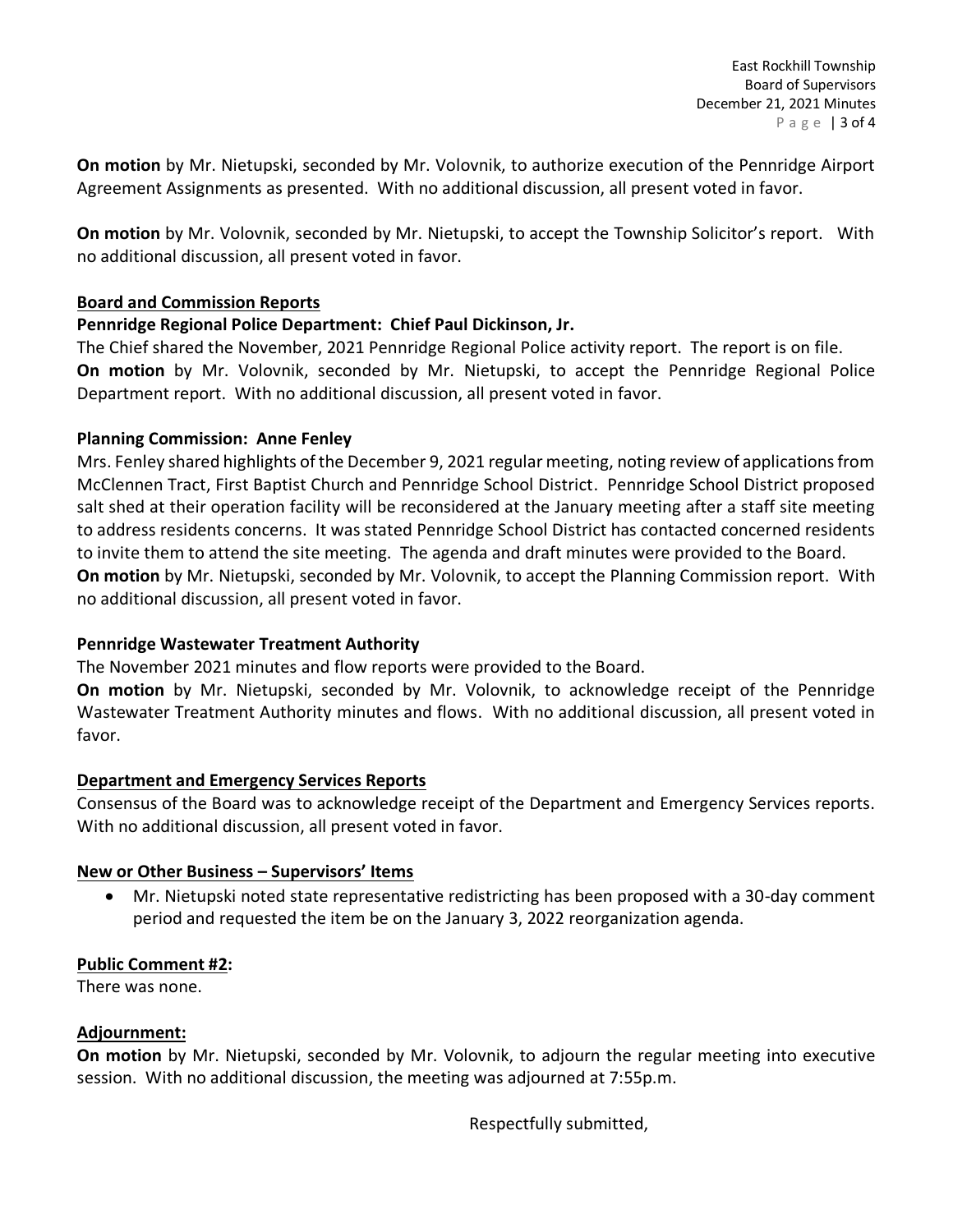**On motion** by Mr. Nietupski, seconded by Mr. Volovnik, to authorize execution of the Pennridge Airport Agreement Assignments as presented. With no additional discussion, all present voted in favor.

**On motion** by Mr. Volovnik, seconded by Mr. Nietupski, to accept the Township Solicitor's report. With no additional discussion, all present voted in favor.

**Board and Commission Reports**

**Pennridge Regional Police Department: Chief Paul Dickinson, Jr.**

The Chief shared the November, 2021 Pennridge Regional Police activity report. The report is on file.

**On motion** by Mr. Volovnik, seconded by Mr. Nietupski, to accept the Pennridge Regional Police Department report. With no additional discussion, all present voted in favor.

**Planning Commission: Anne Fenley**

Mrs. Fenley shared highlights of the December 9, 2021 regular meeting, noting review of applications from McClennen Tract, First Baptist Church and Pennridge School District. Pennridge School District proposed salt shed at their operation facility will be reconsidered at the January meeting after a staff site meeting to address residents concerns. It was stated Pennridge School District has contacted concerned residents to invite them to attend the site meeting. The agenda and draft minutes were provided to the Board.

**On motion** by Mr. Nietupski, seconded by Mr. Volovnik, to accept the Planning Commission report. With no additional discussion, all present voted in favor.

**Pennridge Wastewater Treatment Authority**

The November 2021 minutes and flow reports were provided to the Board.

**On motion** by Mr. Nietupski, seconded by Mr. Volovnik, to acknowledge receipt of the Pennridge Wastewater Treatment Authority minutes and flows. With no additional discussion, all present voted in favor.

**Department and Emergency Services Reports**

Consensus of the Board was to acknowledge receipt of the Department and Emergency Services reports. With no additional discussion, all present voted in favor.

**New or Other Business – Supervisors' Items**

- Mr. Nietupski noted state representative redistricting has been proposed with a 30-day comment period and requested the item be on the January 3, 2022 reorganization agenda.

**Public Comment #2:**

There was none.

**Adjournment:**

**On motion** by Mr. Nietupski, seconded by Mr. Volovnik, to adjourn the regular meeting into executive session. With no additional discussion, the meeting was adjourned at 7:55p.m.

Respectfully submitted,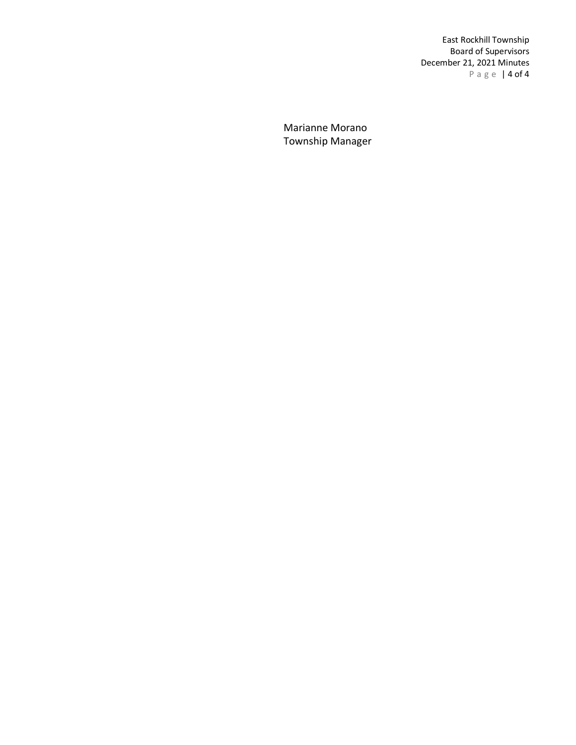Marianne Morano
Township Manager